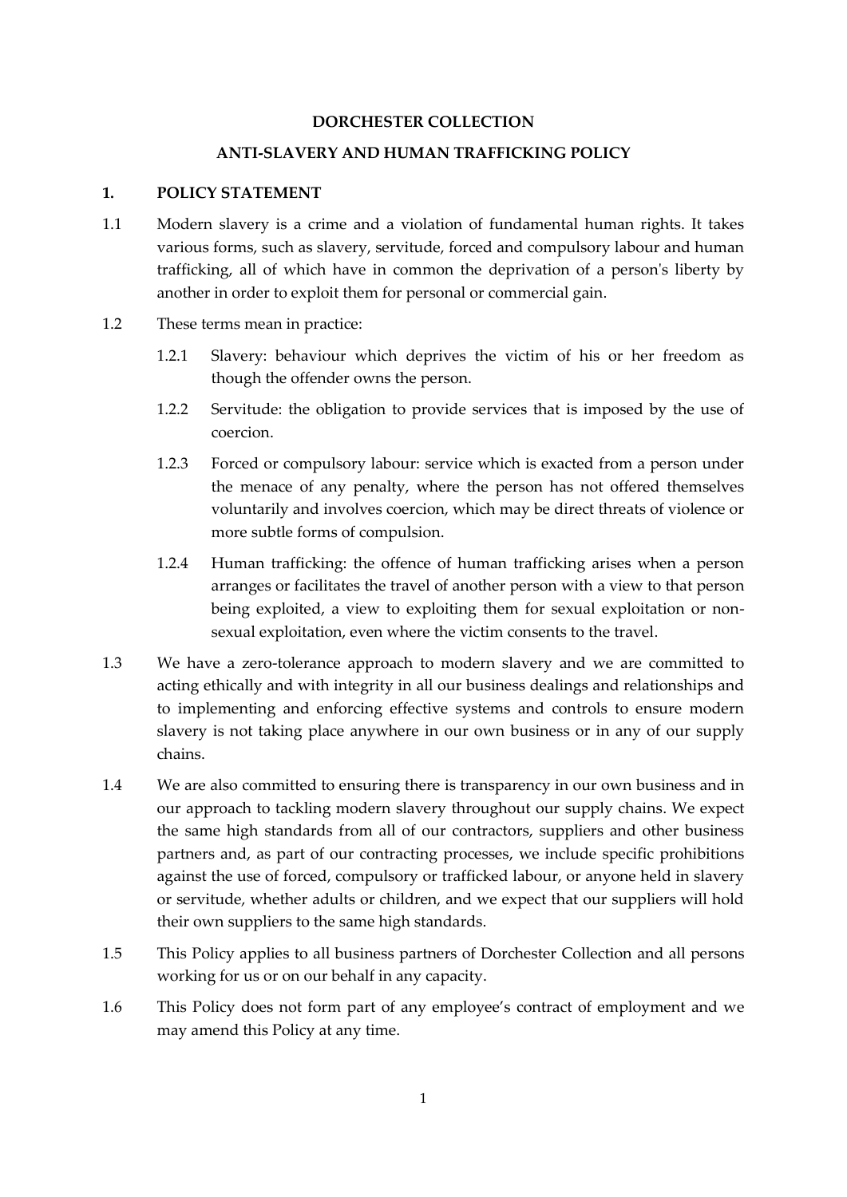# DORCHESTER COLLECTION

## ANTI-SLAVERY AND HUMAN TRAFFICKING POLICY

### 1. POLICY STATEMENT

1.1 Modern slavery is a crime and a violation of fundamental human rights. It takes various forms, such as slavery, servitude, forced and compulsory labour and human trafficking, all of which have in common the deprivation of a person's liberty by another in order to exploit them for personal or commercial gain.

1.2 These terms mean in practice:

1.2.1 Slavery: behaviour which deprives the victim of his or her freedom as though the offender owns the person.

1.2.2 Servitude: the obligation to provide services that is imposed by the use of coercion.

1.2.3 Forced or compulsory labour: service which is exacted from a person under the menace of any penalty, where the person has not offered themselves voluntarily and involves coercion, which may be direct threats of violence or more subtle forms of compulsion.

1.2.4 Human trafficking: the offence of human trafficking arises when a person arranges or facilitates the travel of another person with a view to that person being exploited, a view to exploiting them for sexual exploitation or non-sexual exploitation, even where the victim consents to the travel.

1.3 We have a zero-tolerance approach to modern slavery and we are committed to acting ethically and with integrity in all our business dealings and relationships and to implementing and enforcing effective systems and controls to ensure modern slavery is not taking place anywhere in our own business or in any of our supply chains.

1.4 We are also committed to ensuring there is transparency in our own business and in our approach to tackling modern slavery throughout our supply chains. We expect the same high standards from all of our contractors, suppliers and other business partners and, as part of our contracting processes, we include specific prohibitions against the use of forced, compulsory or trafficked labour, or anyone held in slavery or servitude, whether adults or children, and we expect that our suppliers will hold their own suppliers to the same high standards.

1.5 This Policy applies to all business partners of Dorchester Collection and all persons working for us or on our behalf in any capacity.

1.6 This Policy does not form part of any employee's contract of employment and we may amend this Policy at any time.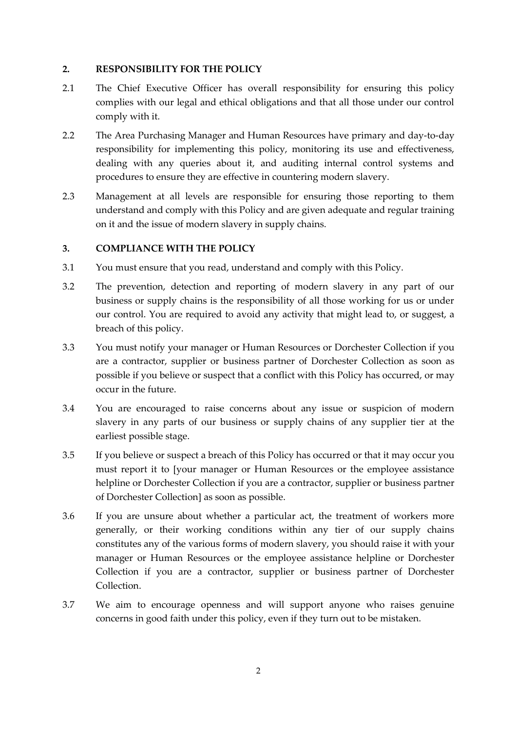## 2. RESPONSIBILITY FOR THE POLICY

2.1 The Chief Executive Officer has overall responsibility for ensuring this policy complies with our legal and ethical obligations and that all those under our control comply with it.

2.2 The Area Purchasing Manager and Human Resources have primary and day-to-day responsibility for implementing this policy, monitoring its use and effectiveness, dealing with any queries about it, and auditing internal control systems and procedures to ensure they are effective in countering modern slavery.

2.3 Management at all levels are responsible for ensuring those reporting to them understand and comply with this Policy and are given adequate and regular training on it and the issue of modern slavery in supply chains.

## 3. COMPLIANCE WITH THE POLICY

3.1 You must ensure that you read, understand and comply with this Policy.

3.2 The prevention, detection and reporting of modern slavery in any part of our business or supply chains is the responsibility of all those working for us or under our control. You are required to avoid any activity that might lead to, or suggest, a breach of this policy.

3.3 You must notify your manager or Human Resources or Dorchester Collection if you are a contractor, supplier or business partner of Dorchester Collection as soon as possible if you believe or suspect that a conflict with this Policy has occurred, or may occur in the future.

3.4 You are encouraged to raise concerns about any issue or suspicion of modern slavery in any parts of our business or supply chains of any supplier tier at the earliest possible stage.

3.5 If you believe or suspect a breach of this Policy has occurred or that it may occur you must report it to [your manager or Human Resources or the employee assistance helpline or Dorchester Collection if you are a contractor, supplier or business partner of Dorchester Collection] as soon as possible.

3.6 If you are unsure about whether a particular act, the treatment of workers more generally, or their working conditions within any tier of our supply chains constitutes any of the various forms of modern slavery, you should raise it with your manager or Human Resources or the employee assistance helpline or Dorchester Collection if you are a contractor, supplier or business partner of Dorchester Collection.

3.7 We aim to encourage openness and will support anyone who raises genuine concerns in good faith under this policy, even if they turn out to be mistaken.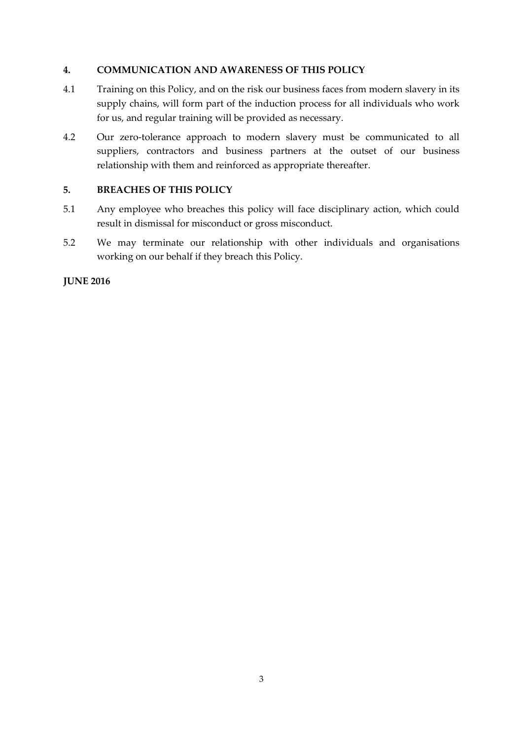## 4. COMMUNICATION AND AWARENESS OF THIS POLICY

4.1 Training on this Policy, and on the risk our business faces from modern slavery in its supply chains, will form part of the induction process for all individuals who work for us, and regular training will be provided as necessary.

4.2 Our zero-tolerance approach to modern slavery must be communicated to all suppliers, contractors and business partners at the outset of our business relationship with them and reinforced as appropriate thereafter.

## 5. BREACHES OF THIS POLICY

5.1 Any employee who breaches this policy will face disciplinary action, which could result in dismissal for misconduct or gross misconduct.

5.2 We may terminate our relationship with other individuals and organisations working on our behalf if they breach this Policy.

**JUNE 2016**